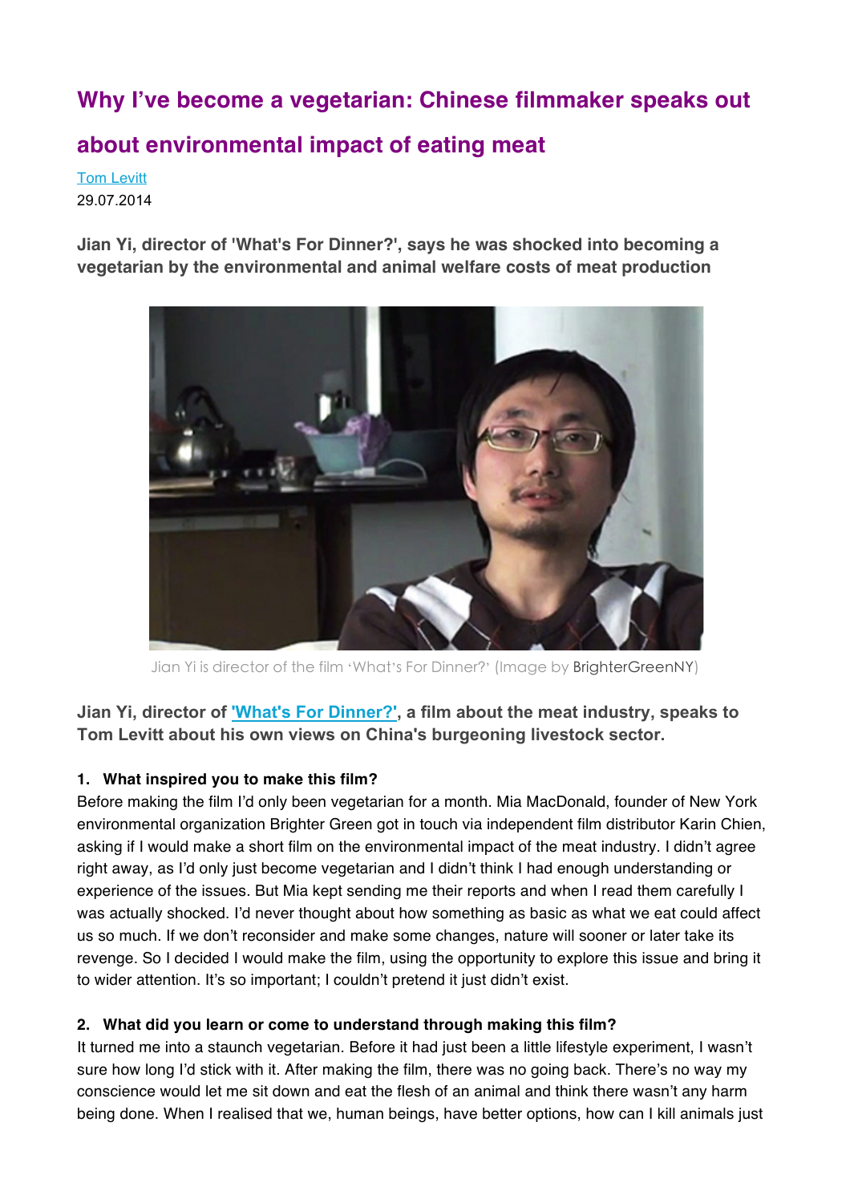# Why I've become a vegetarian: Chinese filmmaker speaks out about environmental impact of eating meat

[Tom Levitt](#)
29.07.2014

**Jian Yi, director of 'What's For Dinner?', says he was shocked into becoming a vegetarian by the environmental and animal welfare costs of meat production**

Jian Yi is director of the film 'What's For Dinner?' (Image by BrighterGreenNY)

**Jian Yi, director of ['What's For Dinner?'](#), a film about the meat industry, speaks to Tom Levitt about his own views on China's burgeoning livestock sector.**

**1. What inspired you to make this film?**

Before making the film I'd only been vegetarian for a month. Mia MacDonald, founder of New York environmental organization Brighter Green got in touch via independent film distributor Karin Chien, asking if I would make a short film on the environmental impact of the meat industry. I didn't agree right away, as I'd only just become vegetarian and I didn't think I had enough understanding or experience of the issues. But Mia kept sending me their reports and when I read them carefully I was actually shocked. I'd never thought about how something as basic as what we eat could affect us so much. If we don't reconsider and make some changes, nature will sooner or later take its revenge. So I decided I would make the film, using the opportunity to explore this issue and bring it to wider attention. It's so important; I couldn't pretend it just didn't exist.

**2. What did you learn or come to understand through making this film?**

It turned me into a staunch vegetarian. Before it had just been a little lifestyle experiment, I wasn't sure how long I'd stick with it. After making the film, there was no going back. There's no way my conscience would let me sit down and eat the flesh of an animal and think there wasn't any harm being done. When I realised that we, human beings, have better options, how can I kill animals just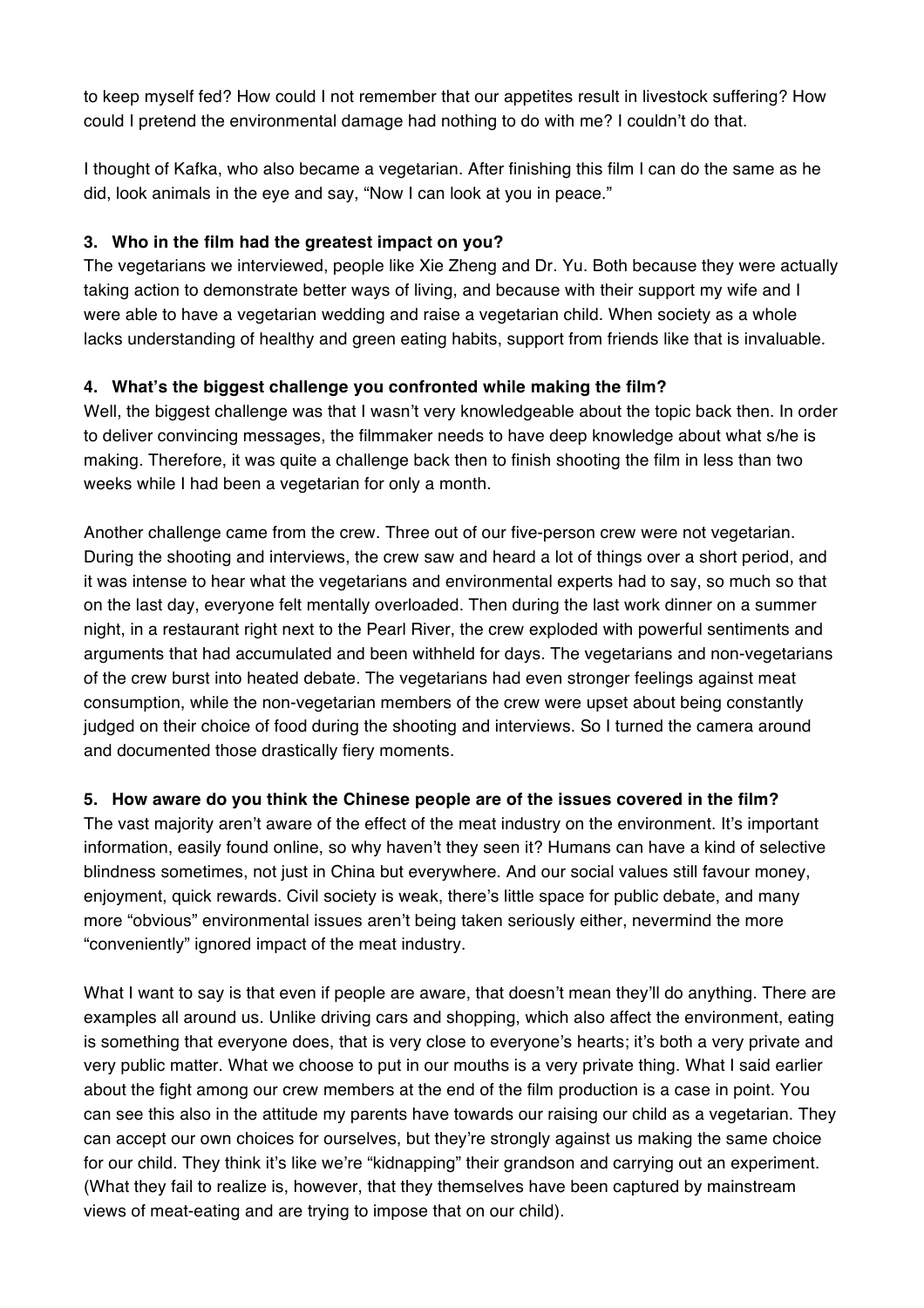to keep myself fed? How could I not remember that our appetites result in livestock suffering? How could I pretend the environmental damage had nothing to do with me? I couldn't do that.

I thought of Kafka, who also became a vegetarian. After finishing this film I can do the same as he did, look animals in the eye and say, "Now I can look at you in peace."

**3. Who in the film had the greatest impact on you?**

The vegetarians we interviewed, people like Xie Zheng and Dr. Yu. Both because they were actually taking action to demonstrate better ways of living, and because with their support my wife and I were able to have a vegetarian wedding and raise a vegetarian child. When society as a whole lacks understanding of healthy and green eating habits, support from friends like that is invaluable.

**4. What's the biggest challenge you confronted while making the film?**

Well, the biggest challenge was that I wasn't very knowledgeable about the topic back then. In order to deliver convincing messages, the filmmaker needs to have deep knowledge about what s/he is making. Therefore, it was quite a challenge back then to finish shooting the film in less than two weeks while I had been a vegetarian for only a month.

Another challenge came from the crew. Three out of our five-person crew were not vegetarian. During the shooting and interviews, the crew saw and heard a lot of things over a short period, and it was intense to hear what the vegetarians and environmental experts had to say, so much so that on the last day, everyone felt mentally overloaded. Then during the last work dinner on a summer night, in a restaurant right next to the Pearl River, the crew exploded with powerful sentiments and arguments that had accumulated and been withheld for days. The vegetarians and non-vegetarians of the crew burst into heated debate. The vegetarians had even stronger feelings against meat consumption, while the non-vegetarian members of the crew were upset about being constantly judged on their choice of food during the shooting and interviews. So I turned the camera around and documented those drastically fiery moments.

**5. How aware do you think the Chinese people are of the issues covered in the film?**

The vast majority aren't aware of the effect of the meat industry on the environment. It's important information, easily found online, so why haven't they seen it? Humans can have a kind of selective blindness sometimes, not just in China but everywhere. And our social values still favour money, enjoyment, quick rewards. Civil society is weak, there's little space for public debate, and many more "obvious" environmental issues aren't being taken seriously either, nevermind the more "conveniently" ignored impact of the meat industry.

What I want to say is that even if people are aware, that doesn't mean they'll do anything. There are examples all around us. Unlike driving cars and shopping, which also affect the environment, eating is something that everyone does, that is very close to everyone's hearts; it's both a very private and very public matter. What we choose to put in our mouths is a very private thing. What I said earlier about the fight among our crew members at the end of the film production is a case in point. You can see this also in the attitude my parents have towards our raising our child as a vegetarian. They can accept our own choices for ourselves, but they're strongly against us making the same choice for our child. They think it's like we're "kidnapping" their grandson and carrying out an experiment. (What they fail to realize is, however, that they themselves have been captured by mainstream views of meat-eating and are trying to impose that on our child).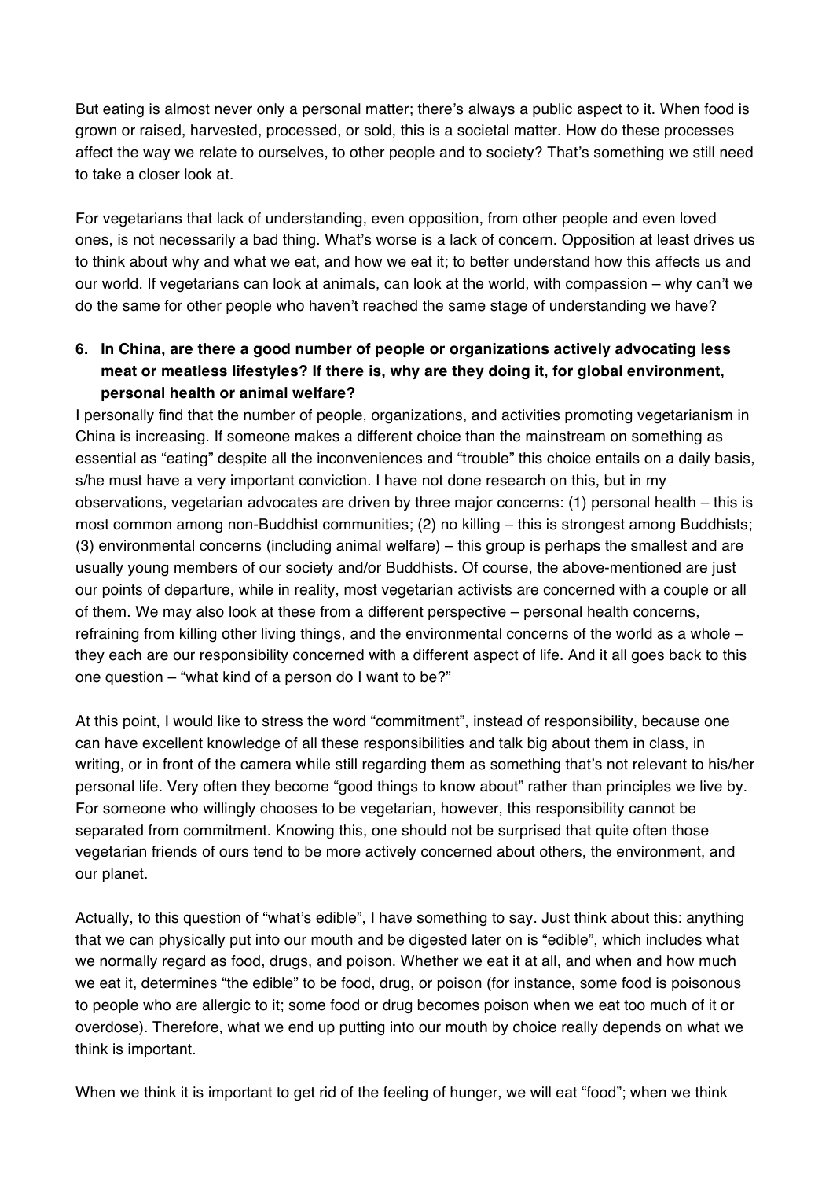But eating is almost never only a personal matter; there's always a public aspect to it. When food is grown or raised, harvested, processed, or sold, this is a societal matter. How do these processes affect the way we relate to ourselves, to other people and to society? That's something we still need to take a closer look at.

For vegetarians that lack of understanding, even opposition, from other people and even loved ones, is not necessarily a bad thing. What's worse is a lack of concern. Opposition at least drives us to think about why and what we eat, and how we eat it; to better understand how this affects us and our world. If vegetarians can look at animals, can look at the world, with compassion – why can't we do the same for other people who haven't reached the same stage of understanding we have?

**6. In China, are there a good number of people or organizations actively advocating less meat or meatless lifestyles? If there is, why are they doing it, for global environment, personal health or animal welfare?**

I personally find that the number of people, organizations, and activities promoting vegetarianism in China is increasing. If someone makes a different choice than the mainstream on something as essential as "eating" despite all the inconveniences and "trouble" this choice entails on a daily basis, s/he must have a very important conviction. I have not done research on this, but in my observations, vegetarian advocates are driven by three major concerns: (1) personal health – this is most common among non-Buddhist communities; (2) no killing – this is strongest among Buddhists; (3) environmental concerns (including animal welfare) – this group is perhaps the smallest and are usually young members of our society and/or Buddhists. Of course, the above-mentioned are just our points of departure, while in reality, most vegetarian activists are concerned with a couple or all of them. We may also look at these from a different perspective – personal health concerns, refraining from killing other living things, and the environmental concerns of the world as a whole – they each are our responsibility concerned with a different aspect of life. And it all goes back to this one question – "what kind of a person do I want to be?"

At this point, I would like to stress the word "commitment", instead of responsibility, because one can have excellent knowledge of all these responsibilities and talk big about them in class, in writing, or in front of the camera while still regarding them as something that's not relevant to his/her personal life. Very often they become "good things to know about" rather than principles we live by. For someone who willingly chooses to be vegetarian, however, this responsibility cannot be separated from commitment. Knowing this, one should not be surprised that quite often those vegetarian friends of ours tend to be more actively concerned about others, the environment, and our planet.

Actually, to this question of "what's edible", I have something to say. Just think about this: anything that we can physically put into our mouth and be digested later on is "edible", which includes what we normally regard as food, drugs, and poison. Whether we eat it at all, and when and how much we eat it, determines "the edible" to be food, drug, or poison (for instance, some food is poisonous to people who are allergic to it; some food or drug becomes poison when we eat too much of it or overdose). Therefore, what we end up putting into our mouth by choice really depends on what we think is important.

When we think it is important to get rid of the feeling of hunger, we will eat "food"; when we think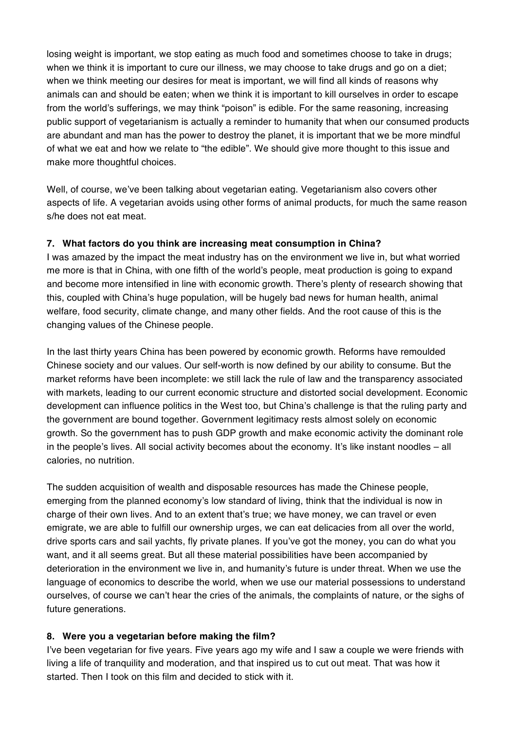losing weight is important, we stop eating as much food and sometimes choose to take in drugs; when we think it is important to cure our illness, we may choose to take drugs and go on a diet; when we think meeting our desires for meat is important, we will find all kinds of reasons why animals can and should be eaten; when we think it is important to kill ourselves in order to escape from the world's sufferings, we may think "poison" is edible. For the same reasoning, increasing public support of vegetarianism is actually a reminder to humanity that when our consumed products are abundant and man has the power to destroy the planet, it is important that we be more mindful of what we eat and how we relate to "the edible". We should give more thought to this issue and make more thoughtful choices.

Well, of course, we've been talking about vegetarian eating. Vegetarianism also covers other aspects of life. A vegetarian avoids using other forms of animal products, for much the same reason s/he does not eat meat.

**7. What factors do you think are increasing meat consumption in China?**

I was amazed by the impact the meat industry has on the environment we live in, but what worried me more is that in China, with one fifth of the world's people, meat production is going to expand and become more intensified in line with economic growth. There's plenty of research showing that this, coupled with China's huge population, will be hugely bad news for human health, animal welfare, food security, climate change, and many other fields. And the root cause of this is the changing values of the Chinese people.

In the last thirty years China has been powered by economic growth. Reforms have remoulded Chinese society and our values. Our self-worth is now defined by our ability to consume. But the market reforms have been incomplete: we still lack the rule of law and the transparency associated with markets, leading to our current economic structure and distorted social development. Economic development can influence politics in the West too, but China's challenge is that the ruling party and the government are bound together. Government legitimacy rests almost solely on economic growth. So the government has to push GDP growth and make economic activity the dominant role in the people's lives. All social activity becomes about the economy. It's like instant noodles – all calories, no nutrition.

The sudden acquisition of wealth and disposable resources has made the Chinese people, emerging from the planned economy's low standard of living, think that the individual is now in charge of their own lives. And to an extent that's true; we have money, we can travel or even emigrate, we are able to fulfill our ownership urges, we can eat delicacies from all over the world, drive sports cars and sail yachts, fly private planes. If you've got the money, you can do what you want, and it all seems great. But all these material possibilities have been accompanied by deterioration in the environment we live in, and humanity's future is under threat. When we use the language of economics to describe the world, when we use our material possessions to understand ourselves, of course we can't hear the cries of the animals, the complaints of nature, or the sighs of future generations.

**8. Were you a vegetarian before making the film?**

I've been vegetarian for five years. Five years ago my wife and I saw a couple we were friends with living a life of tranquility and moderation, and that inspired us to cut out meat. That was how it started. Then I took on this film and decided to stick with it.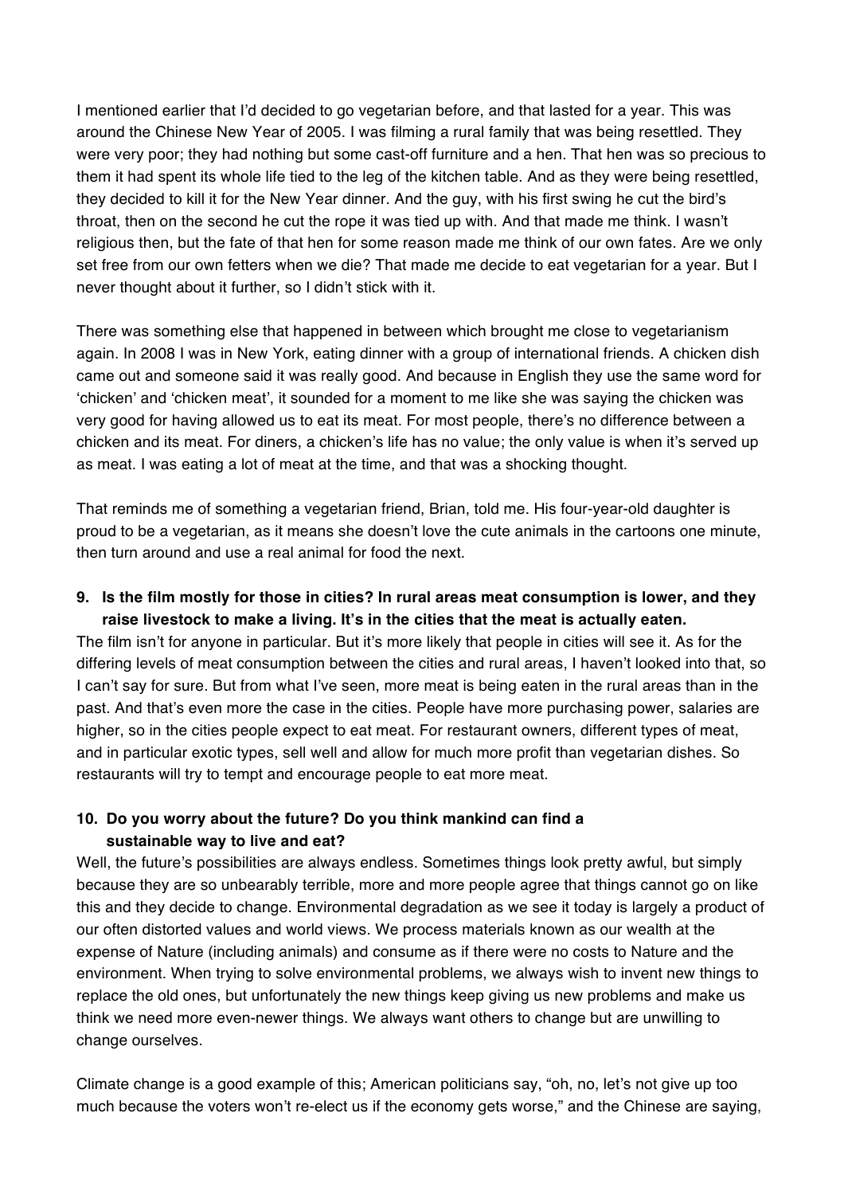I mentioned earlier that I'd decided to go vegetarian before, and that lasted for a year. This was around the Chinese New Year of 2005. I was filming a rural family that was being resettled. They were very poor; they had nothing but some cast-off furniture and a hen. That hen was so precious to them it had spent its whole life tied to the leg of the kitchen table. And as they were being resettled, they decided to kill it for the New Year dinner. And the guy, with his first swing he cut the bird's throat, then on the second he cut the rope it was tied up with. And that made me think. I wasn't religious then, but the fate of that hen for some reason made me think of our own fates. Are we only set free from our own fetters when we die? That made me decide to eat vegetarian for a year. But I never thought about it further, so I didn't stick with it.

There was something else that happened in between which brought me close to vegetarianism again. In 2008 I was in New York, eating dinner with a group of international friends. A chicken dish came out and someone said it was really good. And because in English they use the same word for 'chicken' and 'chicken meat', it sounded for a moment to me like she was saying the chicken was very good for having allowed us to eat its meat. For most people, there's no difference between a chicken and its meat. For diners, a chicken's life has no value; the only value is when it's served up as meat. I was eating a lot of meat at the time, and that was a shocking thought.

That reminds me of something a vegetarian friend, Brian, told me. His four-year-old daughter is proud to be a vegetarian, as it means she doesn't love the cute animals in the cartoons one minute, then turn around and use a real animal for food the next.

**9. Is the film mostly for those in cities? In rural areas meat consumption is lower, and they raise livestock to make a living. It's in the cities that the meat is actually eaten.**

The film isn't for anyone in particular. But it's more likely that people in cities will see it. As for the differing levels of meat consumption between the cities and rural areas, I haven't looked into that, so I can't say for sure. But from what I've seen, more meat is being eaten in the rural areas than in the past. And that's even more the case in the cities. People have more purchasing power, salaries are higher, so in the cities people expect to eat meat. For restaurant owners, different types of meat, and in particular exotic types, sell well and allow for much more profit than vegetarian dishes. So restaurants will try to tempt and encourage people to eat more meat.

**10. Do you worry about the future? Do you think mankind can find a sustainable way to live and eat?**

Well, the future's possibilities are always endless. Sometimes things look pretty awful, but simply because they are so unbearably terrible, more and more people agree that things cannot go on like this and they decide to change. Environmental degradation as we see it today is largely a product of our often distorted values and world views. We process materials known as our wealth at the expense of Nature (including animals) and consume as if there were no costs to Nature and the environment. When trying to solve environmental problems, we always wish to invent new things to replace the old ones, but unfortunately the new things keep giving us new problems and make us think we need more even-newer things. We always want others to change but are unwilling to change ourselves.

Climate change is a good example of this; American politicians say, "oh, no, let's not give up too much because the voters won't re-elect us if the economy gets worse," and the Chinese are saying,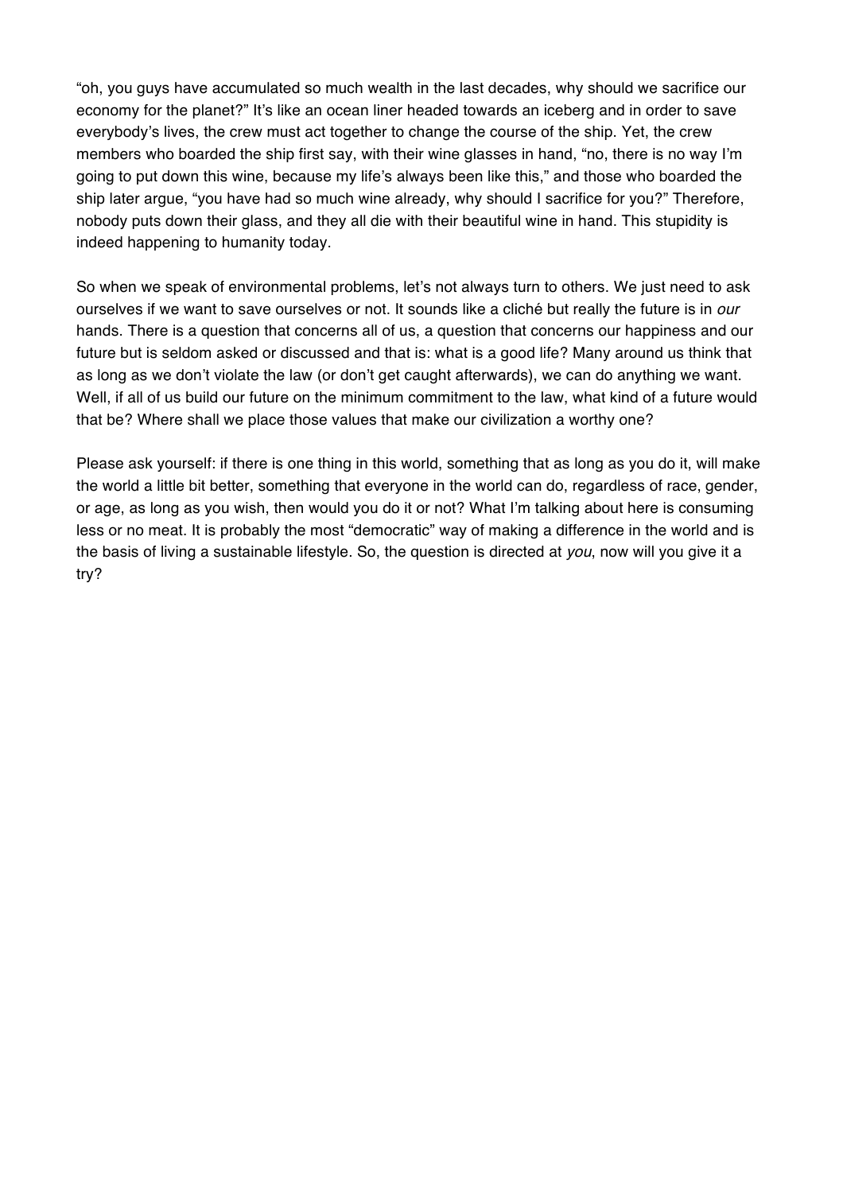"oh, you guys have accumulated so much wealth in the last decades, why should we sacrifice our economy for the planet?" It's like an ocean liner headed towards an iceberg and in order to save everybody's lives, the crew must act together to change the course of the ship. Yet, the crew members who boarded the ship first say, with their wine glasses in hand, "no, there is no way I'm going to put down this wine, because my life's always been like this," and those who boarded the ship later argue, "you have had so much wine already, why should I sacrifice for you?" Therefore, nobody puts down their glass, and they all die with their beautiful wine in hand. This stupidity is indeed happening to humanity today.

So when we speak of environmental problems, let's not always turn to others. We just need to ask ourselves if we want to save ourselves or not. It sounds like a cliché but really the future is in *our* hands. There is a question that concerns all of us, a question that concerns our happiness and our future but is seldom asked or discussed and that is: what is a good life? Many around us think that as long as we don't violate the law (or don't get caught afterwards), we can do anything we want. Well, if all of us build our future on the minimum commitment to the law, what kind of a future would that be? Where shall we place those values that make our civilization a worthy one?

Please ask yourself: if there is one thing in this world, something that as long as you do it, will make the world a little bit better, something that everyone in the world can do, regardless of race, gender, or age, as long as you wish, then would you do it or not? What I'm talking about here is consuming less or no meat. It is probably the most "democratic" way of making a difference in the world and is the basis of living a sustainable lifestyle. So, the question is directed at *you*, now will you give it a try?